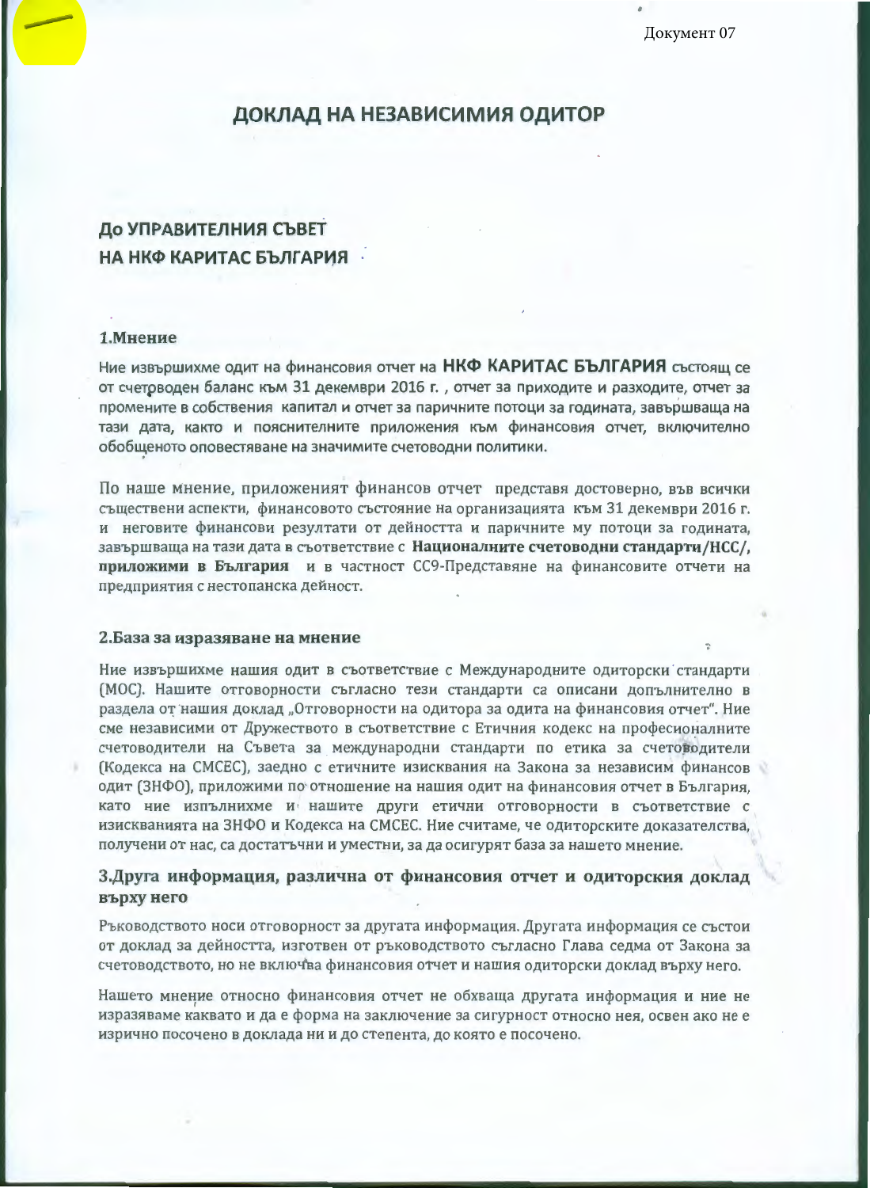Документ 07

# ДОКЛАД НА НЕЗАВИСИМИЯ ОДИТОР

## До УПРАВИТЕЛНИЯ СЪВЕТ НА НКФ КАРИТАС БЪЛГАРИЯ

### 1.Мнение

Ние извършихме одит на финансовия отчет на **НКФ КАРИТАС БЪЛГАРИЯ** състоящ се от счетоводен баланс към 31 декември 2016 г. , отчет за приходите и разходите, отчет за промените в собствения капитал и отчет за паричните потоци за годината, завършваща на тази дата, както и пояснителните приложения към финансовия отчет, включително обобщеното оповестяване на значимите счетоводни политики.

По наше мнение, приложеният финансов отчет представя достоверно, във всички съществени аспекти, финансовото състояние на организацията към 31 декември 2016 г. и неговите финансови резултати от дейността и паричните му потоци за годината, завършваща на тази дата в съответствие с **Националните счетоводни стандарти/НСС/, приложими в България** и в частност СС9-Представяне на финансовите отчети на предприятия с нестопанска дейност.

### 2.База за изразяване на мнение

Ние извършихме нашия одит в съответствие с Международните одиторски стандарти (МОС). Нашите отговорности съгласно тези стандарти са описани допълнително в раздела от нашия доклад „Отговорности на одитора за одита на финансовия отчет". Ние сме независими от Дружеството в съответствие с Етичния кодекс на професионалните счетоводители на Съвета за международни стандарти по етика за счетоводители (Кодекса на СМСЕС), заедно с етичните изисквания на Закона за независим финансов одит (ЗНФО), приложими по отношение на нашия одит на финансовия отчет в България, като ние изпълнихме и нашите други етични отговорности в съответствие с изискванията на ЗНФО и Кодекса на СМСЕС. Ние считаме, че одиторските доказателства, получени от нас, са достатъчни и уместни, за да осигурят база за нашето мнение.

### 3.Друга информация, различна от финансовия отчет и одиторския доклад върху него

Ръководството носи отговорност за другата информация. Другата информация се състои от доклад за дейността, изготвен от ръководството съгласно Глава седма от Закона за счетоводството, но не включва финансовия отчет и нашия одиторски доклад върху него.

Нашето мнение относно финансовия отчет не обхваща другата информация и ние не изразяваме каквато и да е форма на заключение за сигурност относно нея, освен ако не е изрично посочено в доклада ни и до степента, до която е посочено.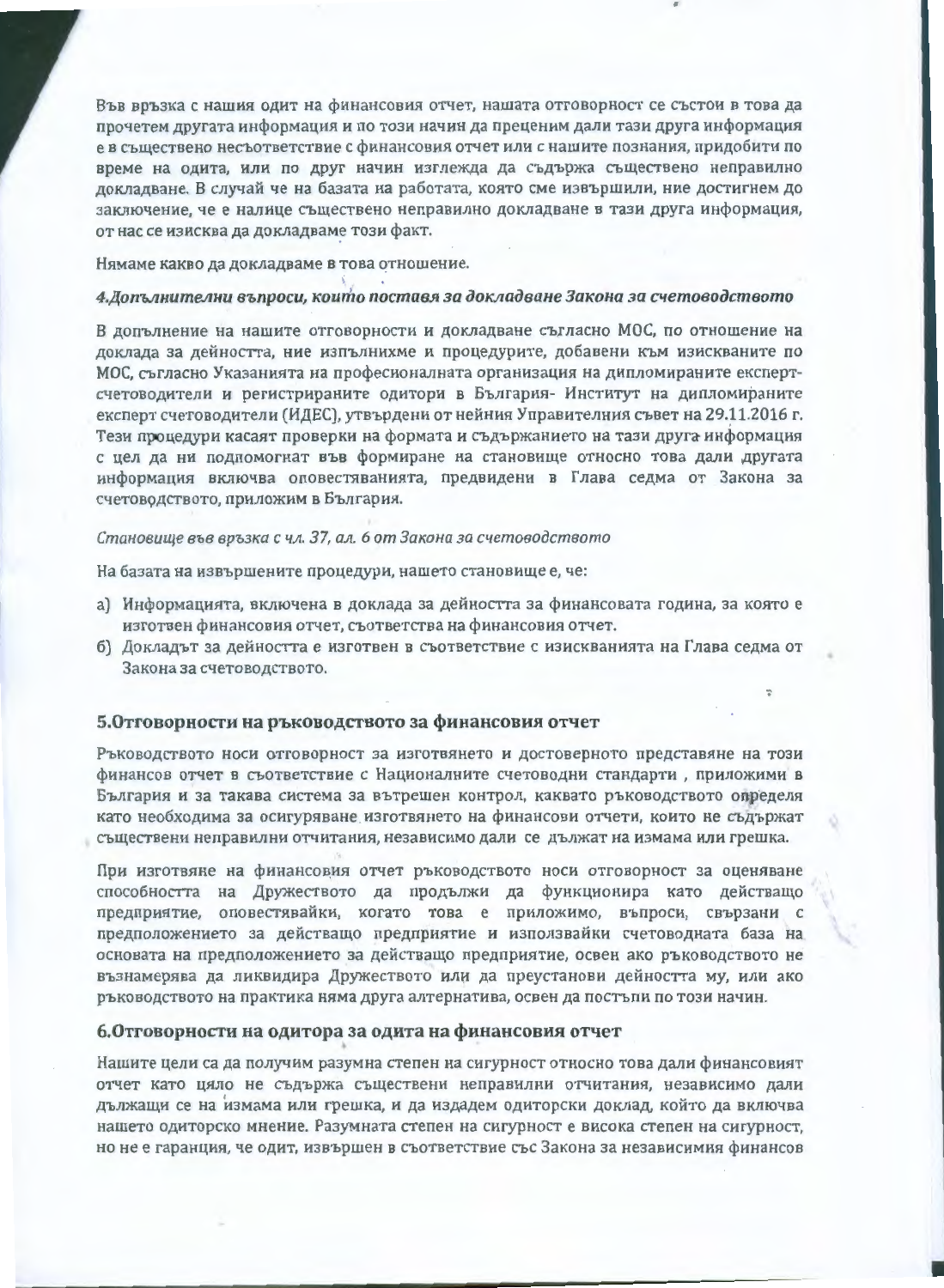Във връзка с нашия одит на финансовия отчет, нашата отговорност се състои в това да прочетем другата информация и по този начин да преценим дали тази друга информация е в съществено несъответствие с финансовия отчет или с нашите познания, придобити по време на одита, или по друг начин изглежда да съдържа съществено неправилно докладване. В случай че на базата на работата, която сме извършили, ние достигнем до заключение, че е налице съществено неправилно докладване в тази друга информация, от нас се изисква да докладваме този факт.

Нямаме какво да докладваме в това отношение.

### *4.Допълнителни въпроси, които поставя за докладване Закона за счетоводството*

В допълнение на нашите отговорности и докладване съгласно МОС, по отношение на доклада за дейността, ние изпълнихме и процедурите, добавени към изискваните по МОС, съгласно Указанията на професионалната организация на дипломираните експерт-счетоводители и регистрираните одитори в България- Институт на дипломираните експерт счетоводители (ИДЕС), утвърдени от нейния Управителния съвет на 29.11.2016 г. Тези процедури касаят проверки на формата и съдържанието на тази друга информация с цел да ни подпомогнат във формиране на становище относно това дали другата информация включва оповестяванията, предвидени в Глава седма от Закона за счетоводството, приложим в България.

*Становище във връзка с чл. 37, ал. 6 от Закона за счетоводството*

На базата на извършените процедури, нашето становище е, че:

а) Информацията, включена в доклада за дейността за финансовата година, за която е изготвен финансовия отчет, съответства на финансовия отчет.
б) Докладът за дейността е изготвен в съответствие с изискванията на Глава седма от Закона за счетоводството.

### 5.Отговорности на ръководството за финансовия отчет

Ръководството носи отговорност за изготвянето и достоверното представяне на този финансов отчет в съответствие с Националните счетоводни стандарти , приложими в България и за такава система за вътрешен контрол, каквато ръководството определя като необходима за осигуряване изготвянето на финансови отчети, които не съдържат съществени неправилни отчитания, независимо дали се дължат на измама или грешка.

При изготвяне на финансовия отчет ръководството носи отговорност за оценяване способността на Дружеството да продължи да функционира като действащо предприятие, оповестявайки, когато това е приложимо, въпроси, свързани с предположението за действащо предприятие и използвайки счетоводната база на основата на предположението за действащо предприятие, освен ако ръководството не възнамерява да ликвидира Дружеството или да преустанови дейността му, или ако ръководството на практика няма друга алтернатива, освен да постъпи по този начин.

### 6.Отговорности на одитора за одита на финансовия отчет

Нашите цели са да получим разумна степен на сигурност относно това дали финансовият отчет като цяло не съдържа съществени неправилни отчитания, независимо дали дължащи се на измама или грешка, и да издадем одиторски доклад, който да включва нашето одиторско мнение. Разумната степен на сигурност е висока степен на сигурност, но не е гаранция, че одит, извършен в съответствие със Закона за независимия финансов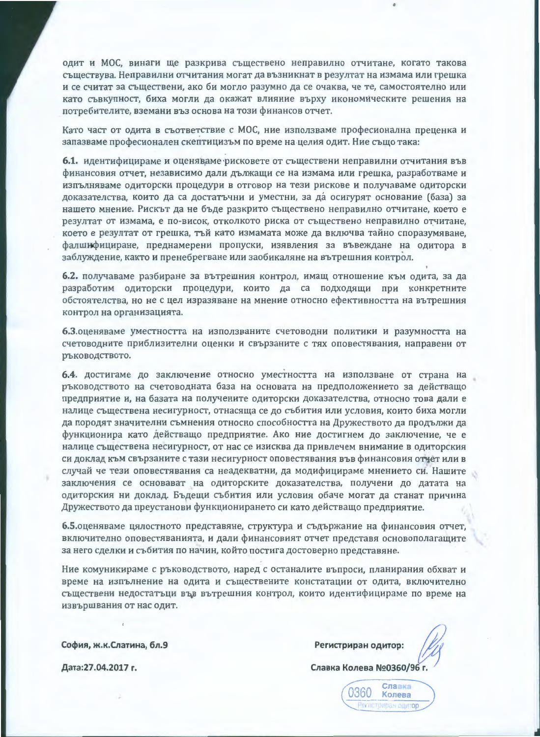одит и МОС, винаги ще разкрива съществено неправилно отчитане, когато такова съществува. Неправилни отчитания могат да възникнат в резултат на измама или грешка и се считат за съществени, ако би могло разумно да се очаква, че те, самостоятелно или като съвкупност, биха могли да окажат влияние върху икономическите решения на потребителите, вземани въз основа на този финансов отчет.

Като част от одита в съответствие с МОС, ние използваме професионална преценка и запазваме професионален скептицизъм по време на целия одит. Ние също така:

**6.1.** идентифицираме и оценяваме рисковете от съществени неправилни отчитания във финансовия отчет, независимо дали дължащи се на измама или грешка, разработваме и изпълняваме одиторски процедури в отговор на тези рискове и получаваме одиторски доказателства, които да са достатъчни и уместни, за да осигурят основание (база) за нашето мнение. Рискът да не бъде разкрито съществено неправилно отчитане, което е резултат от измама, е по-висок, отколкото риска от съществено неправилно отчитане, което е резултат от грешка, тъй като измамата може да включва тайно споразумяване, фалшифициране, преднамерени пропуски, изявления за въвеждане на одитора в заблуждение, както и пренебрегване или заобикаляне на вътрешния контрол.

**6.2.** получаваме разбиране за вътрешния контрол, имащ отношение към одита, за да разработим одиторски процедури, които да са подходящи при конкретните обстоятелства, но не с цел изразяване на мнение относно ефективността на вътрешния контрол на организацията.

**6.3.**оценяваме уместността на използваните счетоводни политики и разумността на счетоводните приблизителни оценки и свързаните с тях оповестявания, направени от ръководството.

**6.4.** достигаме до заключение относно уместността на използване от страна на ръководството на счетоводната база на основата на предположението за действащо предприятие и, на базата на получените одиторски доказателства, относно това дали е налице съществена несигурност, отнасяща се до събития или условия, които биха могли да породят значителни съмнения относно способността на Дружеството да продължи да функционира като действащо предприятие. Ако ние достигнем до заключение, че е налице съществена несигурност, от нас се изисква да привлечем внимание в одиторския си доклад към свързаните с тази несигурност оповестявания във финансовия отчет или в случай че тези оповестявания са неадекватни, да модифицираме мнението си. Нашите заключения се основават на одиторските доказателства, получени до датата на одиторския ни доклад. Бъдещи събития или условия обаче могат да станат причина Дружеството да преустанови функционирането си като действащо предприятие.

**6.5.**оценяваме цялостното представяне, структура и съдържание на финансовия отчет, включително оповестяванията, и дали финансовият отчет представя основополагащите за него сделки и събития по начин, който постига достоверно представяне.

Ние комуникираме с ръководството, наред с останалите въпроси, планирания обхват и време на изпълнение на одита и съществените констатации от одита, включително съществени недостатъци във вътрешния контрол, които идентифицираме по време на извършвания от нас одит.

**София, ж.к.Слатина, бл.9**

**Дата:27.04.2017 г.**

**Регистриран одитор:**

**Славка Колева №0360/96 г.**

0360 Славка Колева Регистриран одитор